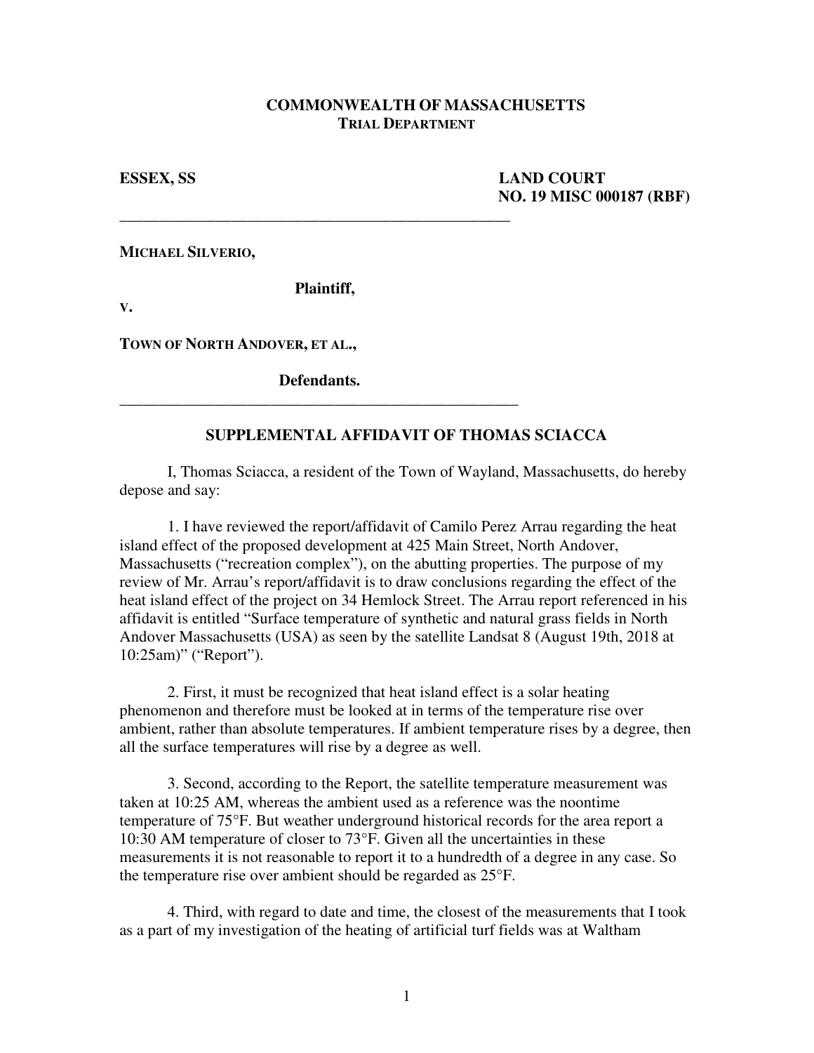**COMMONWEALTH OF MASSACHUSETTS**
**TRIAL DEPARTMENT**

**ESSEX, SS** **LAND COURT**
**NO. 19 MISC 000187 (RBF)**

---

**MICHAEL SILVERIO,**

**Plaintiff,**

**v.**

**TOWN OF NORTH ANDOVER, ET AL.,**

**Defendants.**

---

## SUPPLEMENTAL AFFIDAVIT OF THOMAS SCIACCA

I, Thomas Sciacca, a resident of the Town of Wayland, Massachusetts, do hereby depose and say:

1. I have reviewed the report/affidavit of Camilo Perez Arrau regarding the heat island effect of the proposed development at 425 Main Street, North Andover, Massachusetts ("recreation complex"), on the abutting properties. The purpose of my review of Mr. Arrau's report/affidavit is to draw conclusions regarding the effect of the heat island effect of the project on 34 Hemlock Street. The Arrau report referenced in his affidavit is entitled "Surface temperature of synthetic and natural grass fields in North Andover Massachusetts (USA) as seen by the satellite Landsat 8 (August 19th, 2018 at 10:25am)" ("Report").

2. First, it must be recognized that heat island effect is a solar heating phenomenon and therefore must be looked at in terms of the temperature rise over ambient, rather than absolute temperatures. If ambient temperature rises by a degree, then all the surface temperatures will rise by a degree as well.

3. Second, according to the Report, the satellite temperature measurement was taken at 10:25 AM, whereas the ambient used as a reference was the noontime temperature of 75°F. But weather underground historical records for the area report a 10:30 AM temperature of closer to 73°F. Given all the uncertainties in these measurements it is not reasonable to report it to a hundredth of a degree in any case. So the temperature rise over ambient should be regarded as 25°F.

4. Third, with regard to date and time, the closest of the measurements that I took as a part of my investigation of the heating of artificial turf fields was at Waltham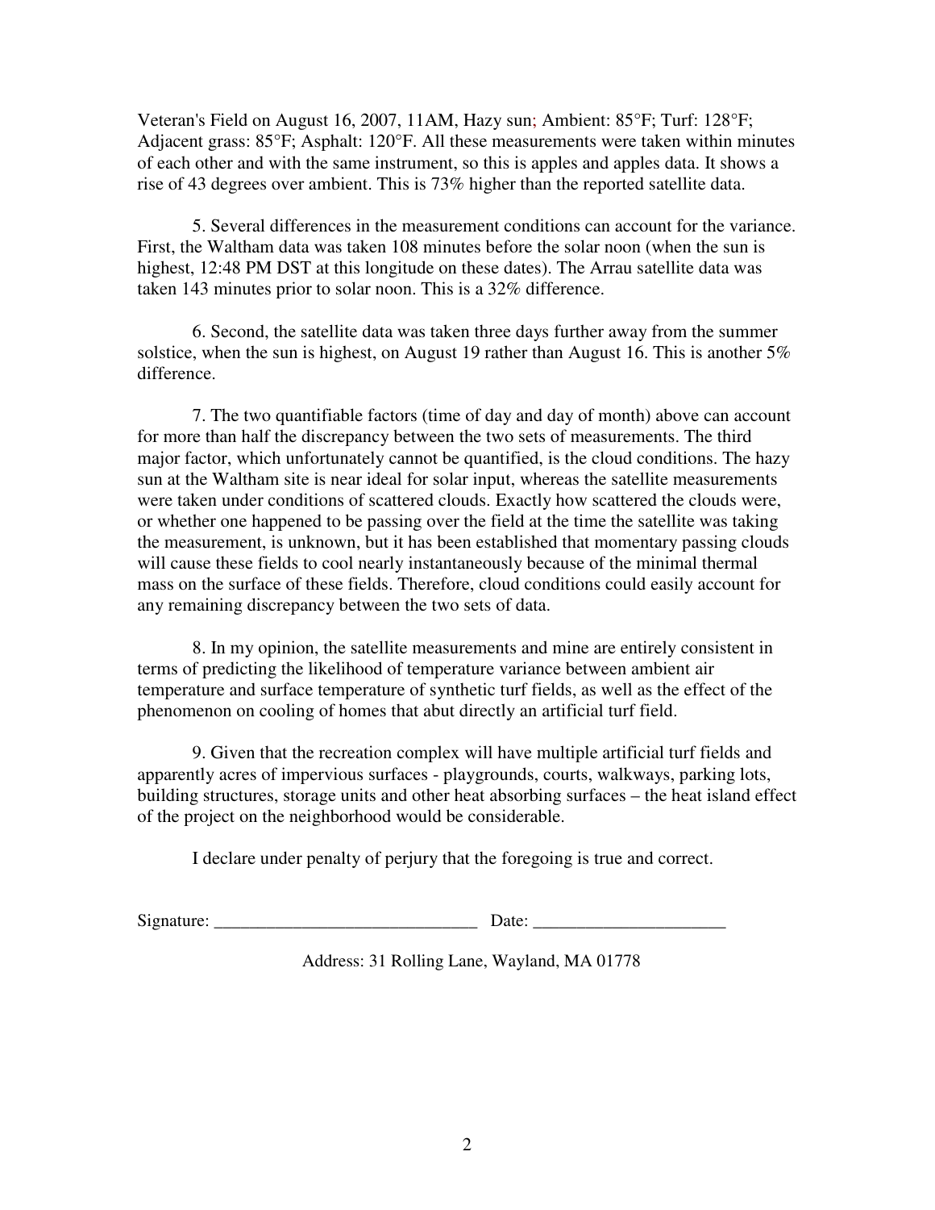Veteran's Field on August 16, 2007, 11AM, Hazy sun; Ambient: 85°F; Turf: 128°F; Adjacent grass: 85°F; Asphalt: 120°F. All these measurements were taken within minutes of each other and with the same instrument, so this is apples and apples data. It shows a rise of 43 degrees over ambient. This is 73% higher than the reported satellite data.

5. Several differences in the measurement conditions can account for the variance. First, the Waltham data was taken 108 minutes before the solar noon (when the sun is highest, 12:48 PM DST at this longitude on these dates). The Arrau satellite data was taken 143 minutes prior to solar noon. This is a 32% difference.

6. Second, the satellite data was taken three days further away from the summer solstice, when the sun is highest, on August 19 rather than August 16. This is another 5% difference.

7. The two quantifiable factors (time of day and day of month) above can account for more than half the discrepancy between the two sets of measurements. The third major factor, which unfortunately cannot be quantified, is the cloud conditions. The hazy sun at the Waltham site is near ideal for solar input, whereas the satellite measurements were taken under conditions of scattered clouds. Exactly how scattered the clouds were, or whether one happened to be passing over the field at the time the satellite was taking the measurement, is unknown, but it has been established that momentary passing clouds will cause these fields to cool nearly instantaneously because of the minimal thermal mass on the surface of these fields. Therefore, cloud conditions could easily account for any remaining discrepancy between the two sets of data.

8. In my opinion, the satellite measurements and mine are entirely consistent in terms of predicting the likelihood of temperature variance between ambient air temperature and surface temperature of synthetic turf fields, as well as the effect of the phenomenon on cooling of homes that abut directly an artificial turf field.

9. Given that the recreation complex will have multiple artificial turf fields and apparently acres of impervious surfaces - playgrounds, courts, walkways, parking lots, building structures, storage units and other heat absorbing surfaces – the heat island effect of the project on the neighborhood would be considerable.

I declare under penalty of perjury that the foregoing is true and correct.

Signature: ______________________________ Date: ______________________

Address: 31 Rolling Lane, Wayland, MA 01778